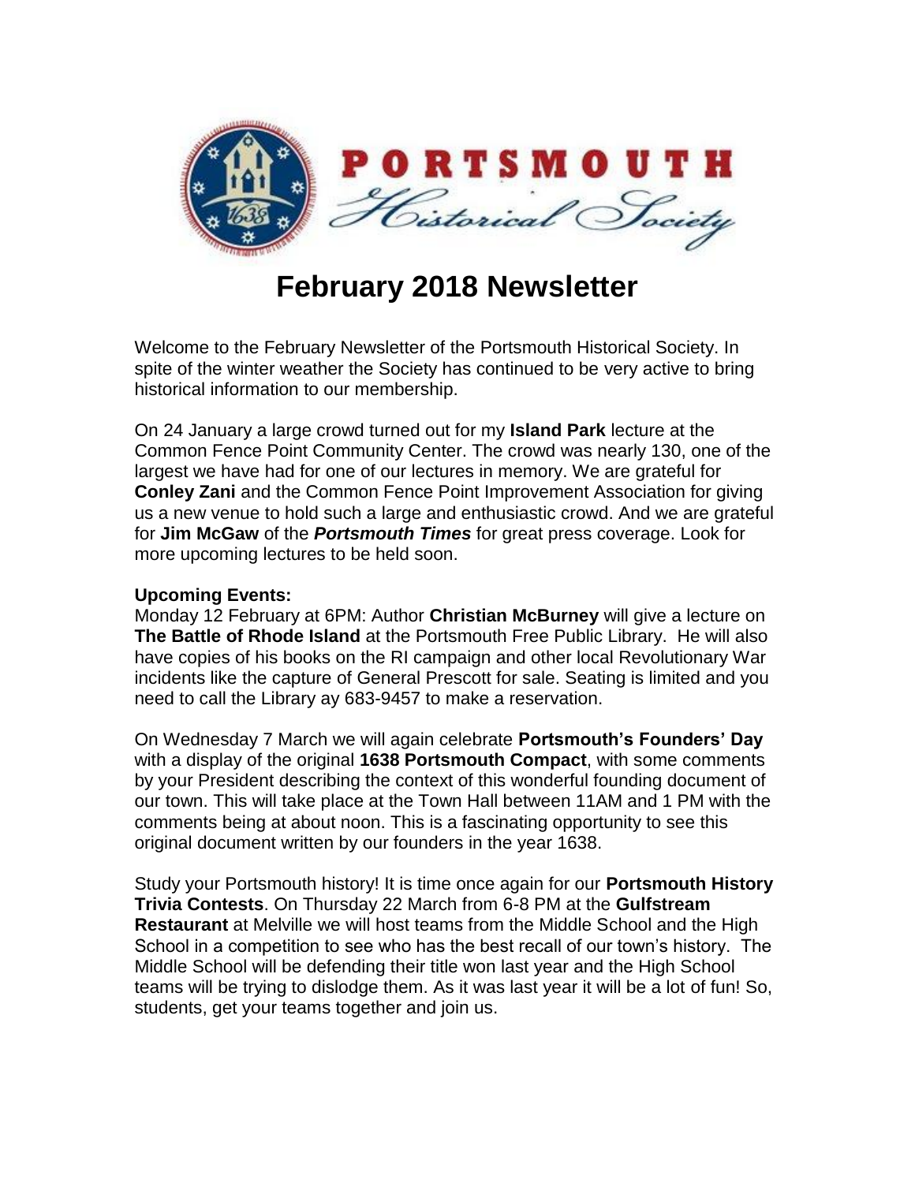# PORTSMOUTH Historical Society

## February 2018 Newsletter

Welcome to the February Newsletter of the Portsmouth Historical Society. In spite of the winter weather the Society has continued to be very active to bring historical information to our membership.

On 24 January a large crowd turned out for my **Island Park** lecture at the Common Fence Point Community Center. The crowd was nearly 130, one of the largest we have had for one of our lectures in memory. We are grateful for **Conley Zani** and the Common Fence Point Improvement Association for giving us a new venue to hold such a large and enthusiastic crowd. And we are grateful for **Jim McGaw** of the ***Portsmouth Times*** for great press coverage. Look for more upcoming lectures to be held soon.

**Upcoming Events:**
Monday 12 February at 6PM: Author **Christian McBurney** will give a lecture on **The Battle of Rhode Island** at the Portsmouth Free Public Library. He will also have copies of his books on the RI campaign and other local Revolutionary War incidents like the capture of General Prescott for sale. Seating is limited and you need to call the Library ay 683-9457 to make a reservation.

On Wednesday 7 March we will again celebrate **Portsmouth's Founders' Day** with a display of the original **1638 Portsmouth Compact**, with some comments by your President describing the context of this wonderful founding document of our town. This will take place at the Town Hall between 11AM and 1 PM with the comments being at about noon. This is a fascinating opportunity to see this original document written by our founders in the year 1638.

Study your Portsmouth history! It is time once again for our **Portsmouth History Trivia Contests**. On Thursday 22 March from 6-8 PM at the **Gulfstream Restaurant** at Melville we will host teams from the Middle School and the High School in a competition to see who has the best recall of our town's history. The Middle School will be defending their title won last year and the High School teams will be trying to dislodge them. As it was last year it will be a lot of fun! So, students, get your teams together and join us.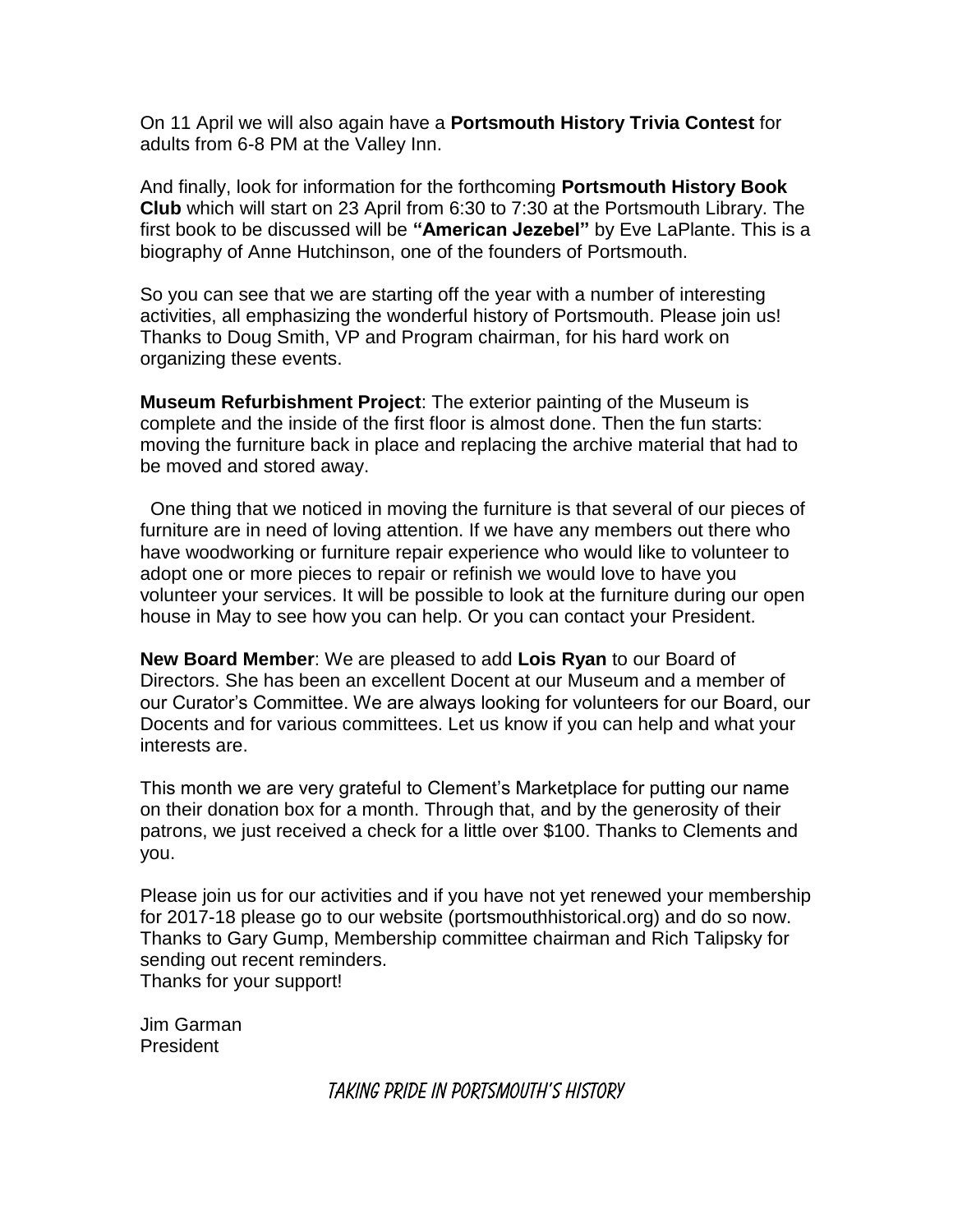On 11 April we will also again have a **Portsmouth History Trivia Contest** for adults from 6-8 PM at the Valley Inn.

And finally, look for information for the forthcoming **Portsmouth History Book Club** which will start on 23 April from 6:30 to 7:30 at the Portsmouth Library. The first book to be discussed will be **"American Jezebel"** by Eve LaPlante. This is a biography of Anne Hutchinson, one of the founders of Portsmouth.

So you can see that we are starting off the year with a number of interesting activities, all emphasizing the wonderful history of Portsmouth. Please join us! Thanks to Doug Smith, VP and Program chairman, for his hard work on organizing these events.

**Museum Refurbishment Project**: The exterior painting of the Museum is complete and the inside of the first floor is almost done. Then the fun starts: moving the furniture back in place and replacing the archive material that had to be moved and stored away.

One thing that we noticed in moving the furniture is that several of our pieces of furniture are in need of loving attention. If we have any members out there who have woodworking or furniture repair experience who would like to volunteer to adopt one or more pieces to repair or refinish we would love to have you volunteer your services. It will be possible to look at the furniture during our open house in May to see how you can help. Or you can contact your President.

**New Board Member**: We are pleased to add **Lois Ryan** to our Board of Directors. She has been an excellent Docent at our Museum and a member of our Curator's Committee. We are always looking for volunteers for our Board, our Docents and for various committees. Let us know if you can help and what your interests are.

This month we are very grateful to Clement's Marketplace for putting our name on their donation box for a month. Through that, and by the generosity of their patrons, we just received a check for a little over $100. Thanks to Clements and you.

Please join us for our activities and if you have not yet renewed your membership for 2017-18 please go to our website (portsmouthhistorical.org) and do so now. Thanks to Gary Gump, Membership committee chairman and Rich Talipsky for sending out recent reminders.
Thanks for your support!

Jim Garman
President

TAKING PRIDE IN PORTSMOUTH'S HISTORY